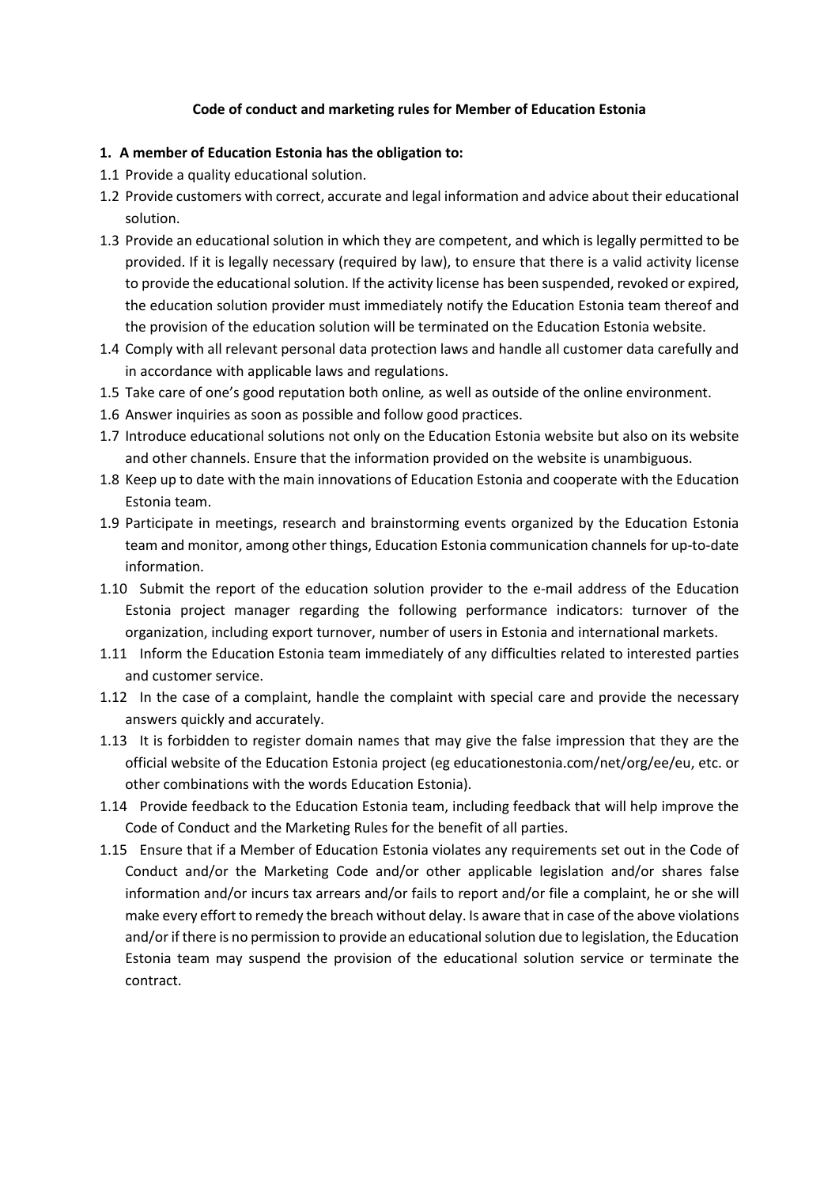**Code of conduct and marketing rules for Member of Education Estonia**

**1. A member of Education Estonia has the obligation to:**

1.1 Provide a quality educational solution.

1.2 Provide customers with correct, accurate and legal information and advice about their educational solution.

1.3 Provide an educational solution in which they are competent, and which is legally permitted to be provided. If it is legally necessary (required by law), to ensure that there is a valid activity license to provide the educational solution. If the activity license has been suspended, revoked or expired, the education solution provider must immediately notify the Education Estonia team thereof and the provision of the education solution will be terminated on the Education Estonia website.

1.4 Comply with all relevant personal data protection laws and handle all customer data carefully and in accordance with applicable laws and regulations.

1.5 Take care of one's good reputation both online*,* as well as outside of the online environment.

1.6 Answer inquiries as soon as possible and follow good practices.

1.7 Introduce educational solutions not only on the Education Estonia website but also on its website and other channels. Ensure that the information provided on the website is unambiguous.

1.8 Keep up to date with the main innovations of Education Estonia and cooperate with the Education Estonia team.

1.9 Participate in meetings, research and brainstorming events organized by the Education Estonia team and monitor, among other things, Education Estonia communication channels for up-to-date information.

1.10 Submit the report of the education solution provider to the e-mail address of the Education Estonia project manager regarding the following performance indicators: turnover of the organization, including export turnover, number of users in Estonia and international markets.

1.11 Inform the Education Estonia team immediately of any difficulties related to interested parties and customer service.

1.12 In the case of a complaint, handle the complaint with special care and provide the necessary answers quickly and accurately.

1.13 It is forbidden to register domain names that may give the false impression that they are the official website of the Education Estonia project (eg educationestonia.com/net/org/ee/eu, etc. or other combinations with the words Education Estonia).

1.14 Provide feedback to the Education Estonia team, including feedback that will help improve the Code of Conduct and the Marketing Rules for the benefit of all parties.

1.15 Ensure that if a Member of Education Estonia violates any requirements set out in the Code of Conduct and/or the Marketing Code and/or other applicable legislation and/or shares false information and/or incurs tax arrears and/or fails to report and/or file a complaint, he or she will make every effort to remedy the breach without delay. Is aware that in case of the above violations and/or if there is no permission to provide an educational solution due to legislation, the Education Estonia team may suspend the provision of the educational solution service or terminate the contract.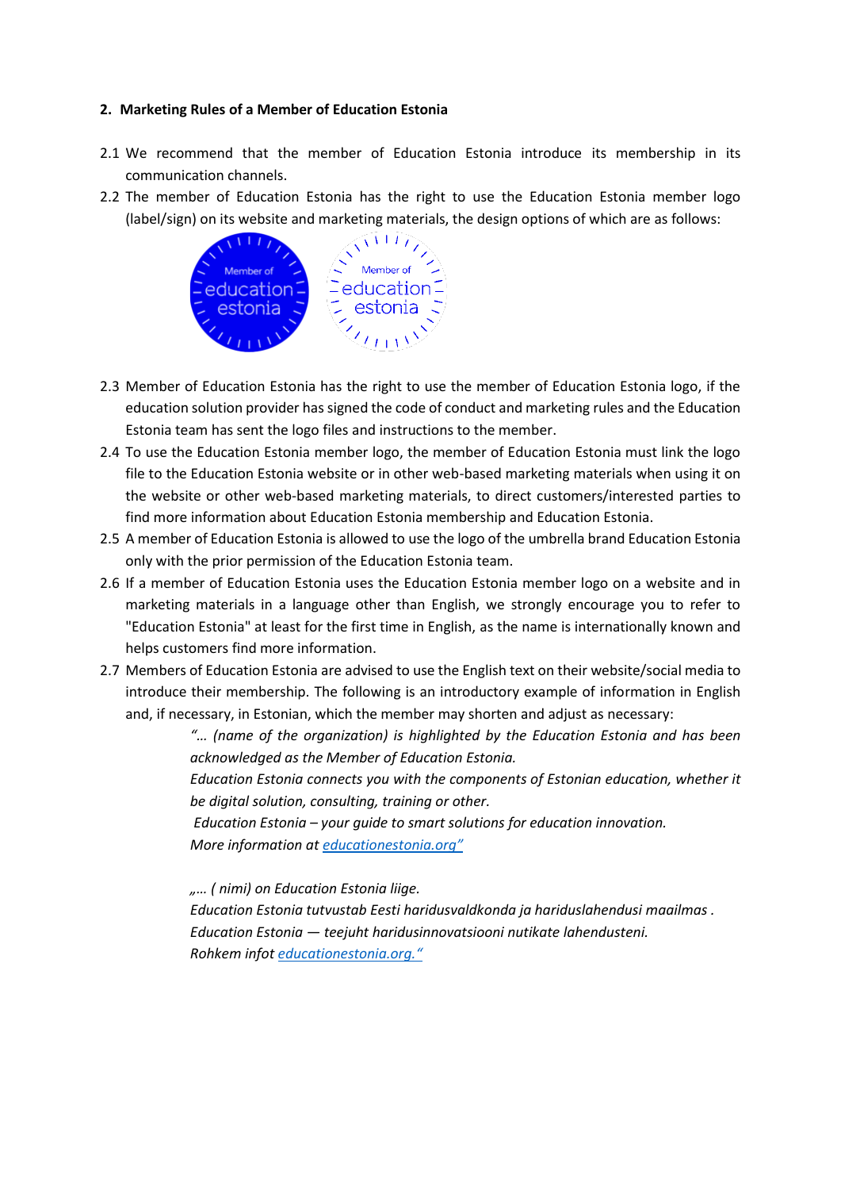## 2. Marketing Rules of a Member of Education Estonia

2.1 We recommend that the member of Education Estonia introduce its membership in its communication channels.

2.2 The member of Education Estonia has the right to use the Education Estonia member logo (label/sign) on its website and marketing materials, the design options of which are as follows:

2.3 Member of Education Estonia has the right to use the member of Education Estonia logo, if the education solution provider has signed the code of conduct and marketing rules and the Education Estonia team has sent the logo files and instructions to the member.

2.4 To use the Education Estonia member logo, the member of Education Estonia must link the logo file to the Education Estonia website or in other web-based marketing materials when using it on the website or other web-based marketing materials, to direct customers/interested parties to find more information about Education Estonia membership and Education Estonia.

2.5 A member of Education Estonia is allowed to use the logo of the umbrella brand Education Estonia only with the prior permission of the Education Estonia team.

2.6 If a member of Education Estonia uses the Education Estonia member logo on a website and in marketing materials in a language other than English, we strongly encourage you to refer to "Education Estonia" at least for the first time in English, as the name is internationally known and helps customers find more information.

2.7 Members of Education Estonia are advised to use the English text on their website/social media to introduce their membership. The following is an introductory example of information in English and, if necessary, in Estonian, which the member may shorten and adjust as necessary:

> *"… (name of the organization) is highlighted by the Education Estonia and has been acknowledged as the Member of Education Estonia.*
> *Education Estonia connects you with the components of Estonian education, whether it be digital solution, consulting, training or other.*
> *Education Estonia – your guide to smart solutions for education innovation.*
> *More information at educationestonia.org"*

> *„… ( nimi) on Education Estonia liige.*
> *Education Estonia tutvustab Eesti haridusvaldkonda ja hariduslahendusi maailmas .*
> *Education Estonia — teejuht haridusinnovatsiooni nutikate lahendusteni.*
> *Rohkem infot educationestonia.org."*